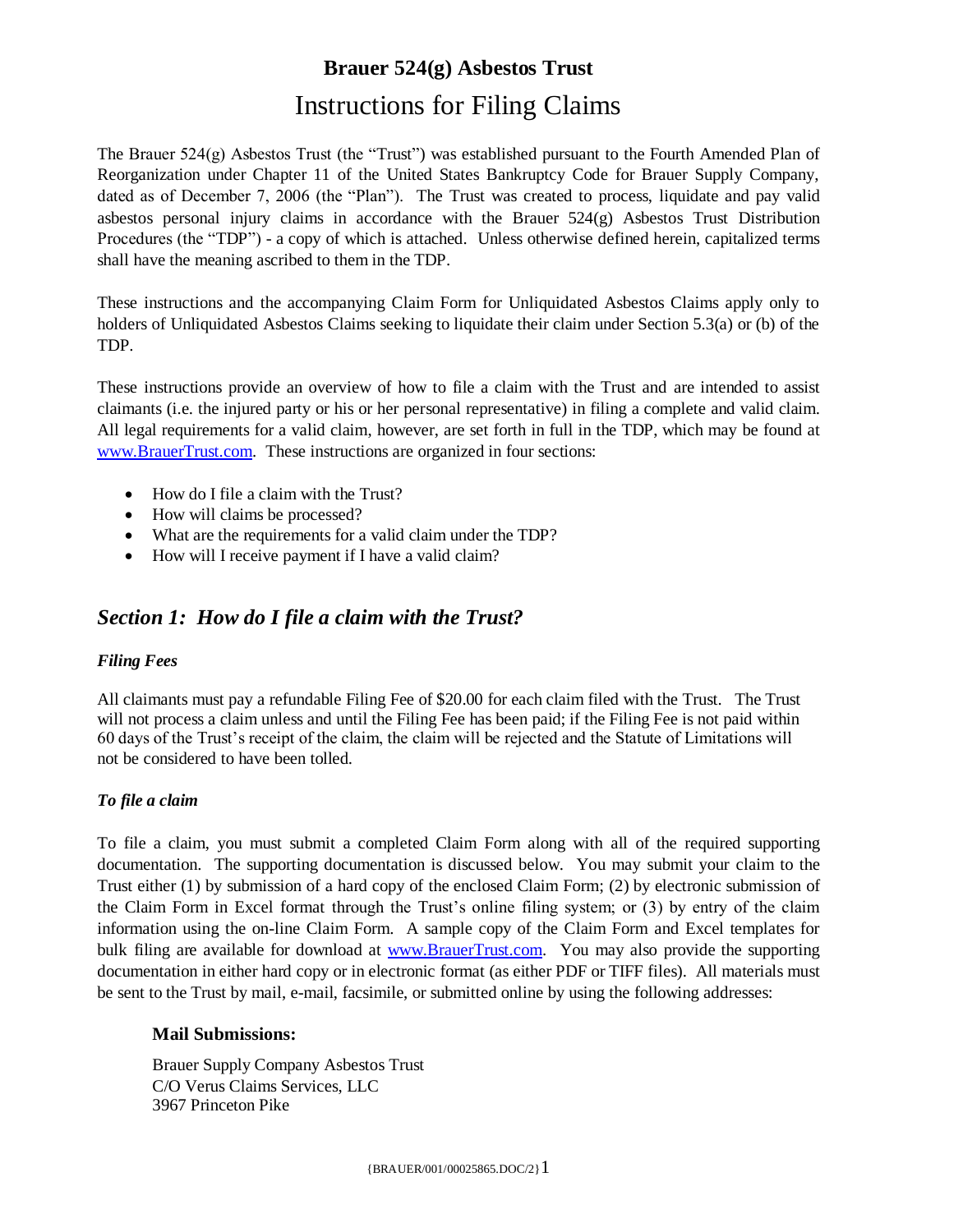# Brauer 524(g) Asbestos Trust

## Instructions for Filing Claims

The Brauer 524(g) Asbestos Trust (the "Trust") was established pursuant to the Fourth Amended Plan of Reorganization under Chapter 11 of the United States Bankruptcy Code for Brauer Supply Company, dated as of December 7, 2006 (the "Plan"). The Trust was created to process, liquidate and pay valid asbestos personal injury claims in accordance with the Brauer 524(g) Asbestos Trust Distribution Procedures (the "TDP") - a copy of which is attached. Unless otherwise defined herein, capitalized terms shall have the meaning ascribed to them in the TDP.

These instructions and the accompanying Claim Form for Unliquidated Asbestos Claims apply only to holders of Unliquidated Asbestos Claims seeking to liquidate their claim under Section 5.3(a) or (b) of the TDP.

These instructions provide an overview of how to file a claim with the Trust and are intended to assist claimants (i.e. the injured party or his or her personal representative) in filing a complete and valid claim. All legal requirements for a valid claim, however, are set forth in full in the TDP, which may be found at [www.BrauerTrust.com](http://www.BrauerTrust.com). These instructions are organized in four sections:

- How do I file a claim with the Trust?
- How will claims be processed?
- What are the requirements for a valid claim under the TDP?
- How will I receive payment if I have a valid claim?

## *Section 1: How do I file a claim with the Trust?*

### *Filing Fees*

All claimants must pay a refundable Filing Fee of $20.00 for each claim filed with the Trust. The Trust will not process a claim unless and until the Filing Fee has been paid; if the Filing Fee is not paid within 60 days of the Trust's receipt of the claim, the claim will be rejected and the Statute of Limitations will not be considered to have been tolled.

### *To file a claim*

To file a claim, you must submit a completed Claim Form along with all of the required supporting documentation. The supporting documentation is discussed below. You may submit your claim to the Trust either (1) by submission of a hard copy of the enclosed Claim Form; (2) by electronic submission of the Claim Form in Excel format through the Trust's online filing system; or (3) by entry of the claim information using the on-line Claim Form. A sample copy of the Claim Form and Excel templates for bulk filing are available for download at [www.BrauerTrust.com](http://www.BrauerTrust.com). You may also provide the supporting documentation in either hard copy or in electronic format (as either PDF or TIFF files). All materials must be sent to the Trust by mail, e-mail, facsimile, or submitted online by using the following addresses:

**Mail Submissions:**

Brauer Supply Company Asbestos Trust
C/O Verus Claims Services, LLC
3967 Princeton Pike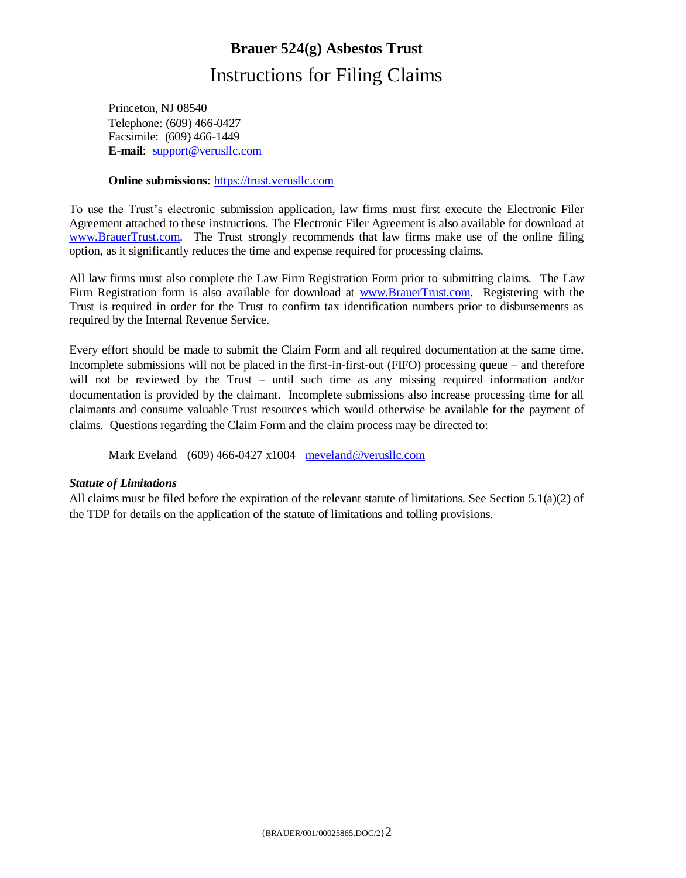# Brauer 524(g) Asbestos Trust

## Instructions for Filing Claims

Princeton, NJ 08540
Telephone: (609) 466-0427
Facsimile: (609) 466-1449
**E-mail**: support@verusllc.com

**Online submissions**: https://trust.verusllc.com

To use the Trust's electronic submission application, law firms must first execute the Electronic Filer Agreement attached to these instructions. The Electronic Filer Agreement is also available for download at www.BrauerTrust.com. The Trust strongly recommends that law firms make use of the online filing option, as it significantly reduces the time and expense required for processing claims.

All law firms must also complete the Law Firm Registration Form prior to submitting claims. The Law Firm Registration form is also available for download at www.BrauerTrust.com. Registering with the Trust is required in order for the Trust to confirm tax identification numbers prior to disbursements as required by the Internal Revenue Service.

Every effort should be made to submit the Claim Form and all required documentation at the same time. Incomplete submissions will not be placed in the first-in-first-out (FIFO) processing queue – and therefore will not be reviewed by the Trust – until such time as any missing required information and/or documentation is provided by the claimant. Incomplete submissions also increase processing time for all claimants and consume valuable Trust resources which would otherwise be available for the payment of claims. Questions regarding the Claim Form and the claim process may be directed to:

Mark Eveland (609) 466-0427 x1004 meveland@verusllc.com

***Statute of Limitations***

All claims must be filed before the expiration of the relevant statute of limitations. See Section 5.1(a)(2) of the TDP for details on the application of the statute of limitations and tolling provisions.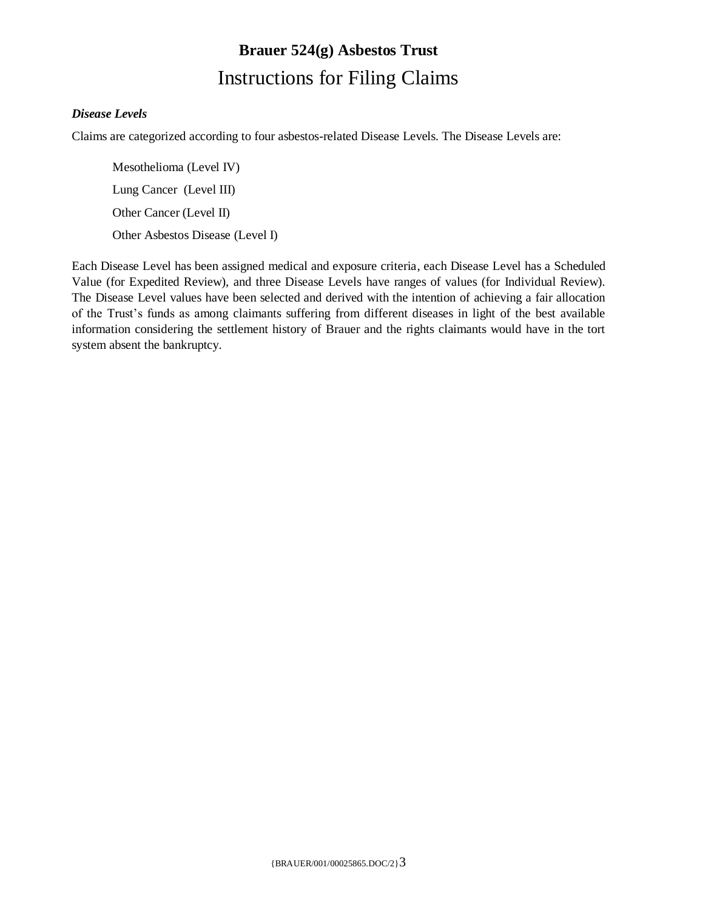# Brauer 524(g) Asbestos Trust

## Instructions for Filing Claims

***Disease Levels***

Claims are categorized according to four asbestos-related Disease Levels. The Disease Levels are:

Mesothelioma (Level IV)

Lung Cancer (Level III)

Other Cancer (Level II)

Other Asbestos Disease (Level I)

Each Disease Level has been assigned medical and exposure criteria, each Disease Level has a Scheduled Value (for Expedited Review), and three Disease Levels have ranges of values (for Individual Review). The Disease Level values have been selected and derived with the intention of achieving a fair allocation of the Trust's funds as among claimants suffering from different diseases in light of the best available information considering the settlement history of Brauer and the rights claimants would have in the tort system absent the bankruptcy.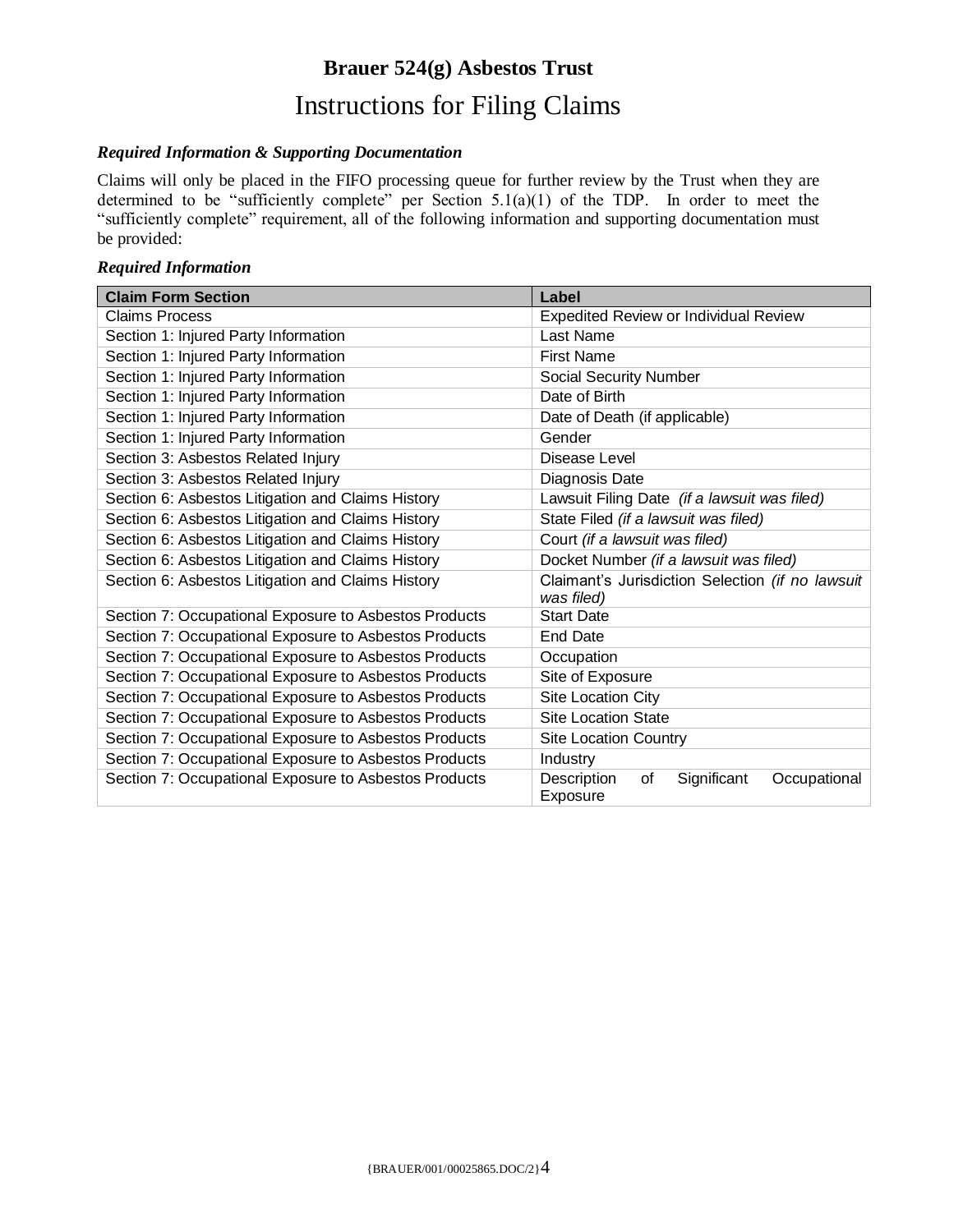# Brauer 524(g) Asbestos Trust

## Instructions for Filing Claims

***Required Information & Supporting Documentation***

Claims will only be placed in the FIFO processing queue for further review by the Trust when they are determined to be "sufficiently complete" per Section 5.1(a)(1) of the TDP. In order to meet the "sufficiently complete" requirement, all of the following information and supporting documentation must be provided:

***Required Information***

| Claim Form Section | Label |
|---|---|
| Claims Process | Expedited Review or Individual Review |
| Section 1: Injured Party Information | Last Name |
| Section 1: Injured Party Information | First Name |
| Section 1: Injured Party Information | Social Security Number |
| Section 1: Injured Party Information | Date of Birth |
| Section 1: Injured Party Information | Date of Death (if applicable) |
| Section 1: Injured Party Information | Gender |
| Section 3: Asbestos Related Injury | Disease Level |
| Section 3: Asbestos Related Injury | Diagnosis Date |
| Section 6: Asbestos Litigation and Claims History | Lawsuit Filing Date *(if a lawsuit was filed)* |
| Section 6: Asbestos Litigation and Claims History | State Filed *(if a lawsuit was filed)* |
| Section 6: Asbestos Litigation and Claims History | Court *(if a lawsuit was filed)* |
| Section 6: Asbestos Litigation and Claims History | Docket Number *(if a lawsuit was filed)* |
| Section 6: Asbestos Litigation and Claims History | Claimant's Jurisdiction Selection *(if no lawsuit was filed)* |
| Section 7: Occupational Exposure to Asbestos Products | Start Date |
| Section 7: Occupational Exposure to Asbestos Products | End Date |
| Section 7: Occupational Exposure to Asbestos Products | Occupation |
| Section 7: Occupational Exposure to Asbestos Products | Site of Exposure |
| Section 7: Occupational Exposure to Asbestos Products | Site Location City |
| Section 7: Occupational Exposure to Asbestos Products | Site Location State |
| Section 7: Occupational Exposure to Asbestos Products | Site Location Country |
| Section 7: Occupational Exposure to Asbestos Products | Industry |
| Section 7: Occupational Exposure to Asbestos Products | Description of Significant Occupational Exposure |

{BRAUER/001/00025865.DOC/2}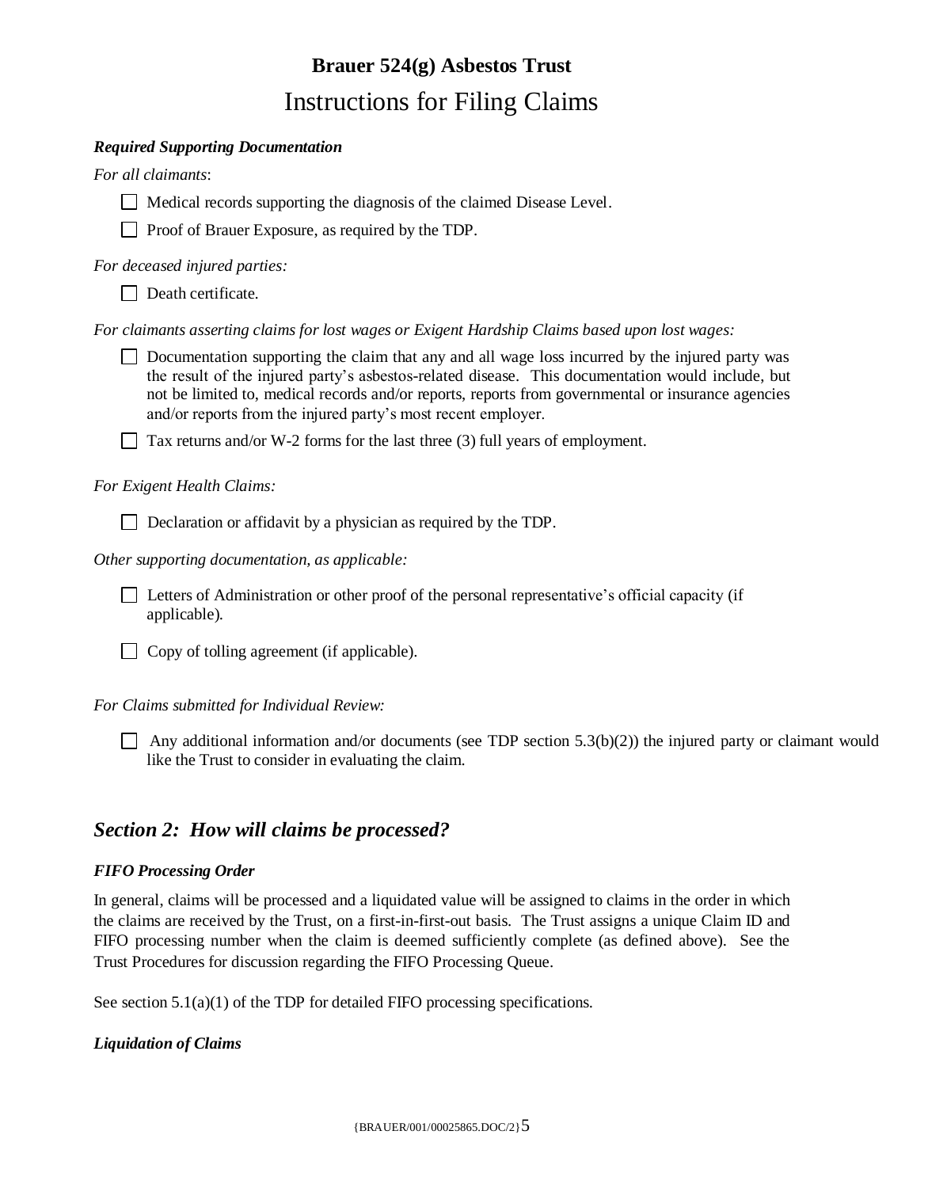**Brauer 524(g) Asbestos Trust**

# Instructions for Filing Claims

***Required Supporting Documentation***

*For all claimants*:

- ☐ Medical records supporting the diagnosis of the claimed Disease Level.
- ☐ Proof of Brauer Exposure, as required by the TDP.

*For deceased injured parties:*

- ☐ Death certificate.

*For claimants asserting claims for lost wages or Exigent Hardship Claims based upon lost wages:*

- ☐ Documentation supporting the claim that any and all wage loss incurred by the injured party was the result of the injured party's asbestos-related disease. This documentation would include, but not be limited to, medical records and/or reports, reports from governmental or insurance agencies and/or reports from the injured party's most recent employer.
- ☐ Tax returns and/or W-2 forms for the last three (3) full years of employment.

*For Exigent Health Claims:*

- ☐ Declaration or affidavit by a physician as required by the TDP.

*Other supporting documentation, as applicable:*

- ☐ Letters of Administration or other proof of the personal representative's official capacity (if applicable).
- ☐ Copy of tolling agreement (if applicable).

*For Claims submitted for Individual Review:*

- ☐ Any additional information and/or documents (see TDP section 5.3(b)(2)) the injured party or claimant would like the Trust to consider in evaluating the claim.

## *Section 2: How will claims be processed?*

***FIFO Processing Order***

In general, claims will be processed and a liquidated value will be assigned to claims in the order in which the claims are received by the Trust, on a first-in-first-out basis. The Trust assigns a unique Claim ID and FIFO processing number when the claim is deemed sufficiently complete (as defined above). See the Trust Procedures for discussion regarding the FIFO Processing Queue.

See section 5.1(a)(1) of the TDP for detailed FIFO processing specifications.

***Liquidation of Claims***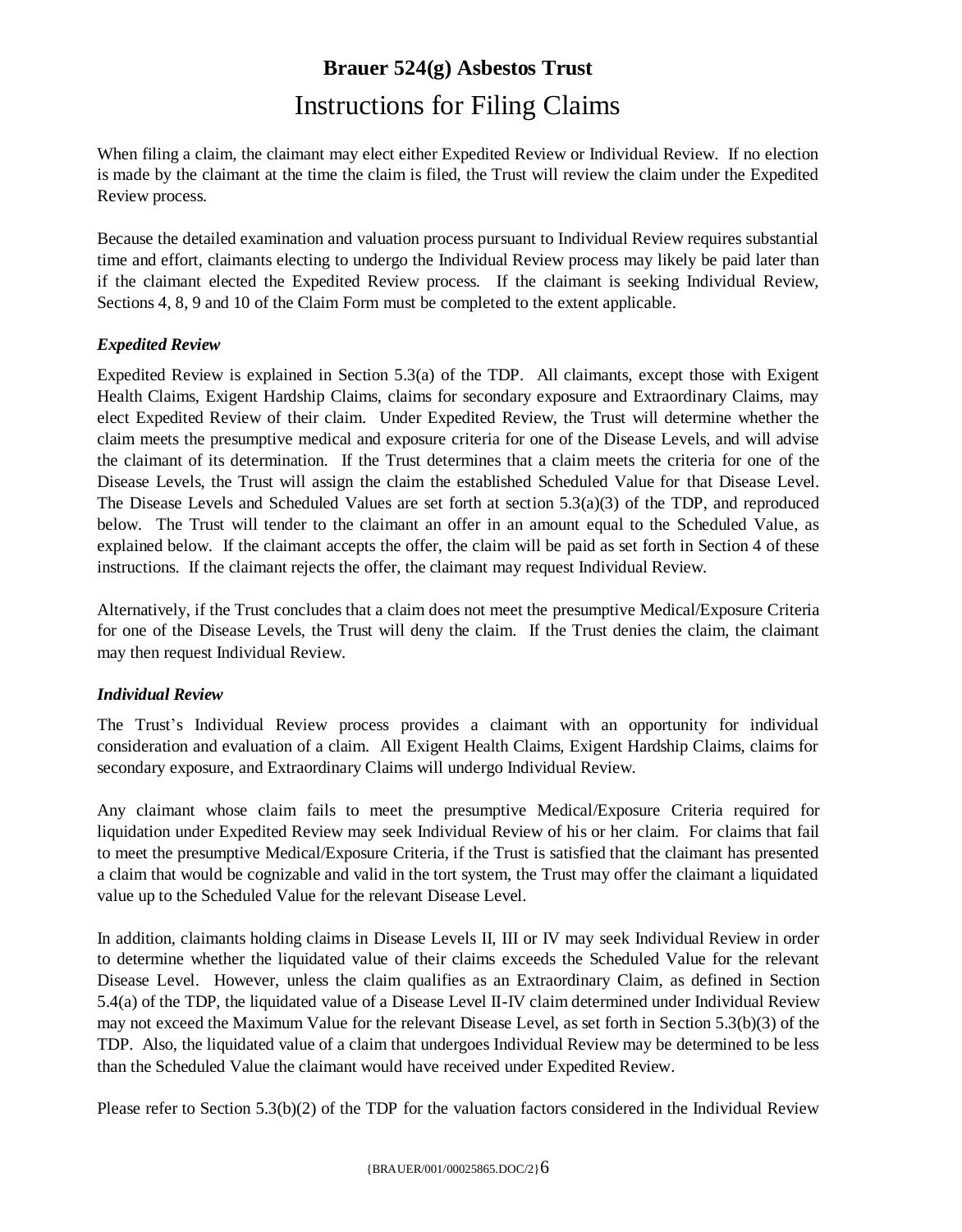# Brauer 524(g) Asbestos Trust

## Instructions for Filing Claims

When filing a claim, the claimant may elect either Expedited Review or Individual Review. If no election is made by the claimant at the time the claim is filed, the Trust will review the claim under the Expedited Review process.

Because the detailed examination and valuation process pursuant to Individual Review requires substantial time and effort, claimants electing to undergo the Individual Review process may likely be paid later than if the claimant elected the Expedited Review process. If the claimant is seeking Individual Review, Sections 4, 8, 9 and 10 of the Claim Form must be completed to the extent applicable.

### *Expedited Review*

Expedited Review is explained in Section 5.3(a) of the TDP. All claimants, except those with Exigent Health Claims, Exigent Hardship Claims, claims for secondary exposure and Extraordinary Claims, may elect Expedited Review of their claim. Under Expedited Review, the Trust will determine whether the claim meets the presumptive medical and exposure criteria for one of the Disease Levels, and will advise the claimant of its determination. If the Trust determines that a claim meets the criteria for one of the Disease Levels, the Trust will assign the claim the established Scheduled Value for that Disease Level. The Disease Levels and Scheduled Values are set forth at section 5.3(a)(3) of the TDP, and reproduced below. The Trust will tender to the claimant an offer in an amount equal to the Scheduled Value, as explained below. If the claimant accepts the offer, the claim will be paid as set forth in Section 4 of these instructions. If the claimant rejects the offer, the claimant may request Individual Review.

Alternatively, if the Trust concludes that a claim does not meet the presumptive Medical/Exposure Criteria for one of the Disease Levels, the Trust will deny the claim. If the Trust denies the claim, the claimant may then request Individual Review.

### *Individual Review*

The Trust's Individual Review process provides a claimant with an opportunity for individual consideration and evaluation of a claim. All Exigent Health Claims, Exigent Hardship Claims, claims for secondary exposure, and Extraordinary Claims will undergo Individual Review.

Any claimant whose claim fails to meet the presumptive Medical/Exposure Criteria required for liquidation under Expedited Review may seek Individual Review of his or her claim. For claims that fail to meet the presumptive Medical/Exposure Criteria, if the Trust is satisfied that the claimant has presented a claim that would be cognizable and valid in the tort system, the Trust may offer the claimant a liquidated value up to the Scheduled Value for the relevant Disease Level.

In addition, claimants holding claims in Disease Levels II, III or IV may seek Individual Review in order to determine whether the liquidated value of their claims exceeds the Scheduled Value for the relevant Disease Level. However, unless the claim qualifies as an Extraordinary Claim, as defined in Section 5.4(a) of the TDP, the liquidated value of a Disease Level II-IV claim determined under Individual Review may not exceed the Maximum Value for the relevant Disease Level, as set forth in Section 5.3(b)(3) of the TDP. Also, the liquidated value of a claim that undergoes Individual Review may be determined to be less than the Scheduled Value the claimant would have received under Expedited Review.

Please refer to Section 5.3(b)(2) of the TDP for the valuation factors considered in the Individual Review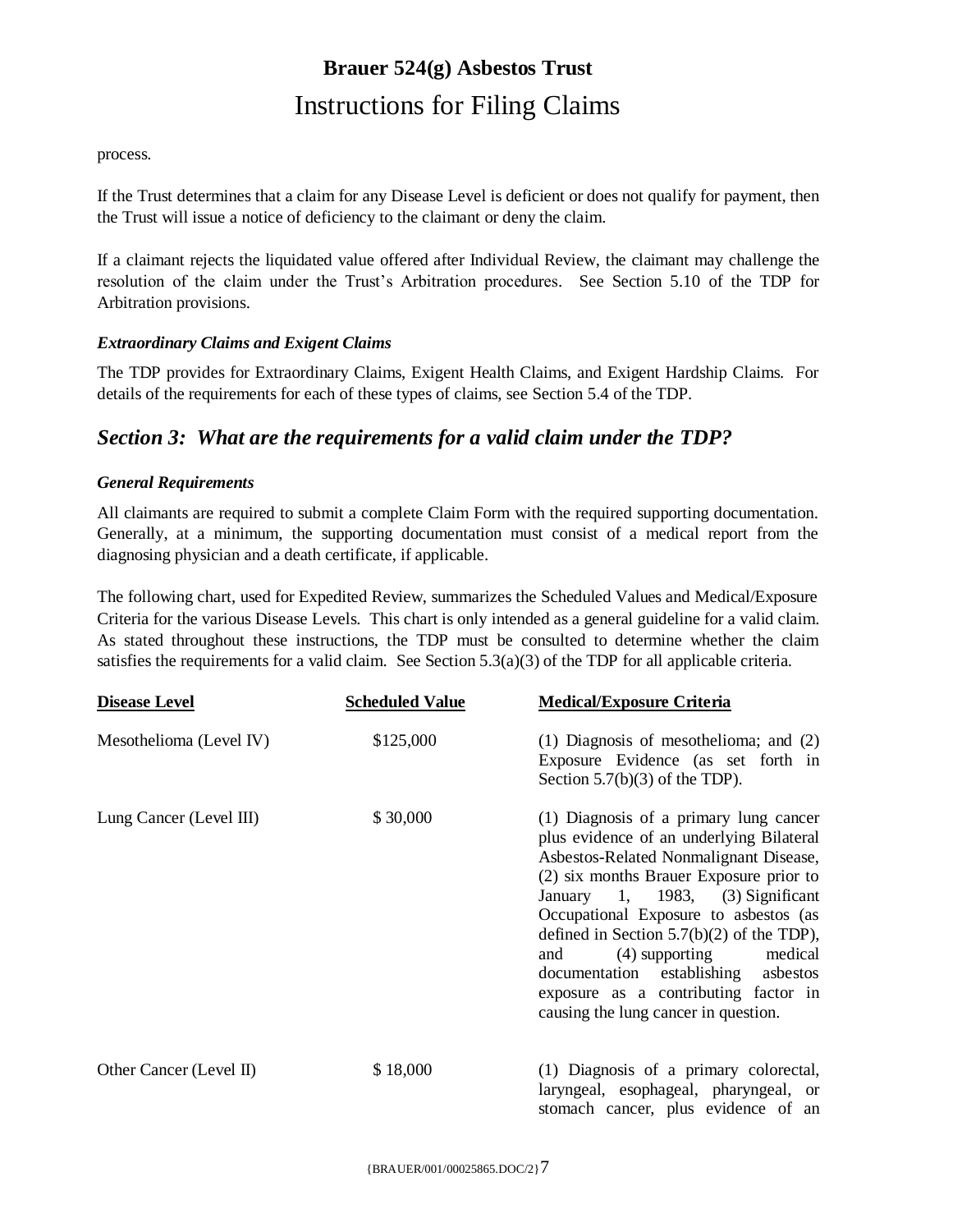process.

If the Trust determines that a claim for any Disease Level is deficient or does not qualify for payment, then the Trust will issue a notice of deficiency to the claimant or deny the claim.

If a claimant rejects the liquidated value offered after Individual Review, the claimant may challenge the resolution of the claim under the Trust's Arbitration procedures. See Section 5.10 of the TDP for Arbitration provisions.

### *Extraordinary Claims and Exigent Claims*

The TDP provides for Extraordinary Claims, Exigent Health Claims, and Exigent Hardship Claims. For details of the requirements for each of these types of claims, see Section 5.4 of the TDP.

## *Section 3: What are the requirements for a valid claim under the TDP?*

### *General Requirements*

All claimants are required to submit a complete Claim Form with the required supporting documentation. Generally, at a minimum, the supporting documentation must consist of a medical report from the diagnosing physician and a death certificate, if applicable.

The following chart, used for Expedited Review, summarizes the Scheduled Values and Medical/Exposure Criteria for the various Disease Levels. This chart is only intended as a general guideline for a valid claim. As stated throughout these instructions, the TDP must be consulted to determine whether the claim satisfies the requirements for a valid claim. See Section 5.3(a)(3) of the TDP for all applicable criteria.

| Disease Level | Scheduled Value | Medical/Exposure Criteria |
| --- | --- | --- |
| Mesothelioma (Level IV) | $125,000 | (1) Diagnosis of mesothelioma; and (2) Exposure Evidence (as set forth in Section 5.7(b)(3) of the TDP). |
| Lung Cancer (Level III) | $ 30,000 | (1) Diagnosis of a primary lung cancer plus evidence of an underlying Bilateral Asbestos-Related Nonmalignant Disease, (2) six months Brauer Exposure prior to January 1, 1983, (3) Significant Occupational Exposure to asbestos (as defined in Section 5.7(b)(2) of the TDP), and (4) supporting medical documentation establishing asbestos exposure as a contributing factor in causing the lung cancer in question. |
| Other Cancer (Level II) | $ 18,000 | (1) Diagnosis of a primary colorectal, laryngeal, esophageal, pharyngeal, or stomach cancer, plus evidence of an |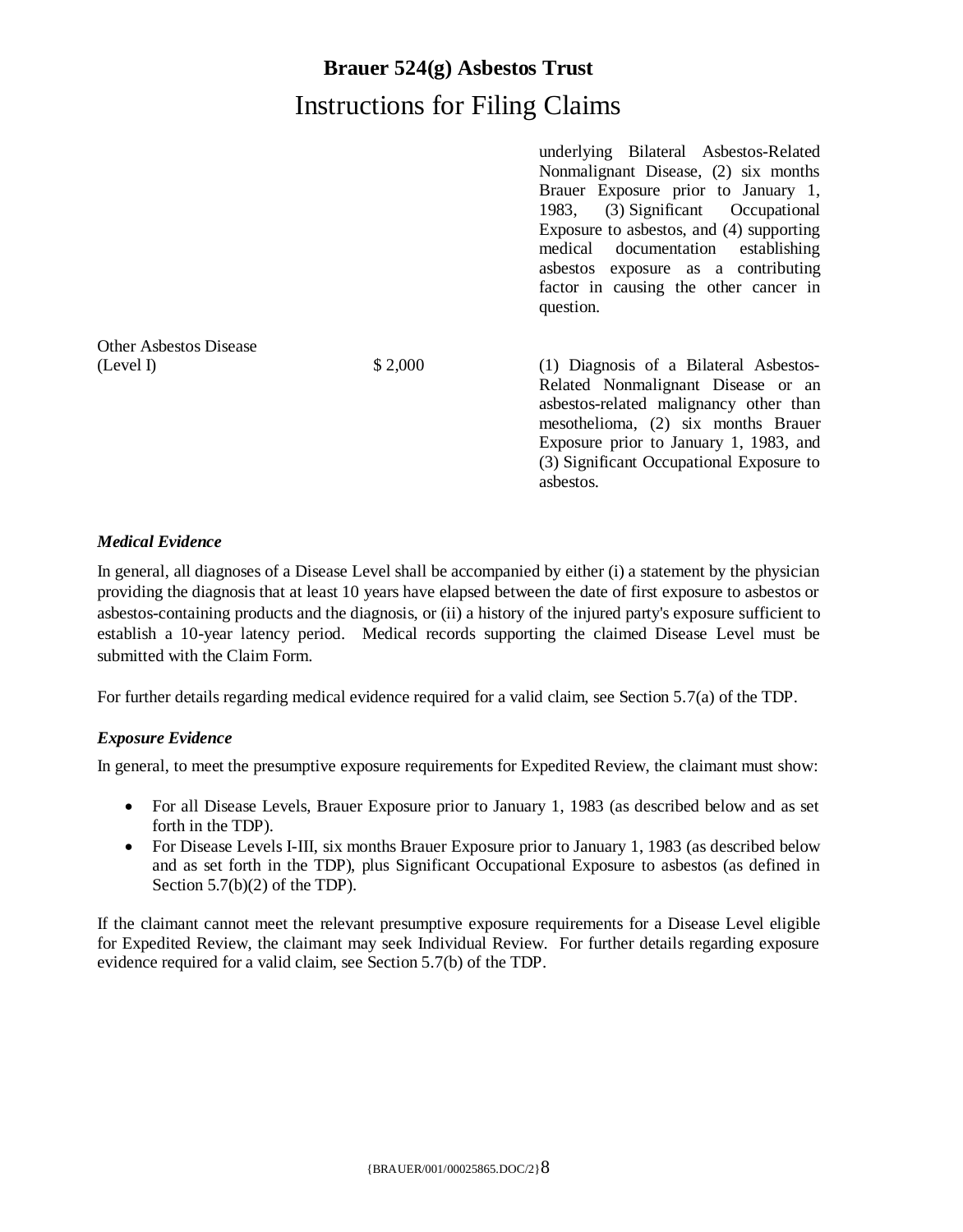| | | |
|---|---|---|
| | | underlying Bilateral Asbestos-Related Nonmalignant Disease, (2) six months Brauer Exposure prior to January 1, 1983, (3) Significant Occupational Exposure to asbestos, and (4) supporting medical documentation establishing asbestos exposure as a contributing factor in causing the other cancer in question. |
| Other Asbestos Disease (Level I) | $ 2,000 | (1) Diagnosis of a Bilateral Asbestos-Related Nonmalignant Disease or an asbestos-related malignancy other than mesothelioma, (2) six months Brauer Exposure prior to January 1, 1983, and (3) Significant Occupational Exposure to asbestos. |

### *Medical Evidence*

In general, all diagnoses of a Disease Level shall be accompanied by either (i) a statement by the physician providing the diagnosis that at least 10 years have elapsed between the date of first exposure to asbestos or asbestos-containing products and the diagnosis, or (ii) a history of the injured party's exposure sufficient to establish a 10-year latency period. Medical records supporting the claimed Disease Level must be submitted with the Claim Form.

For further details regarding medical evidence required for a valid claim, see Section 5.7(a) of the TDP.

### *Exposure Evidence*

In general, to meet the presumptive exposure requirements for Expedited Review, the claimant must show:

- For all Disease Levels, Brauer Exposure prior to January 1, 1983 (as described below and as set forth in the TDP).
- For Disease Levels I-III, six months Brauer Exposure prior to January 1, 1983 (as described below and as set forth in the TDP), plus Significant Occupational Exposure to asbestos (as defined in Section 5.7(b)(2) of the TDP).

If the claimant cannot meet the relevant presumptive exposure requirements for a Disease Level eligible for Expedited Review, the claimant may seek Individual Review. For further details regarding exposure evidence required for a valid claim, see Section 5.7(b) of the TDP.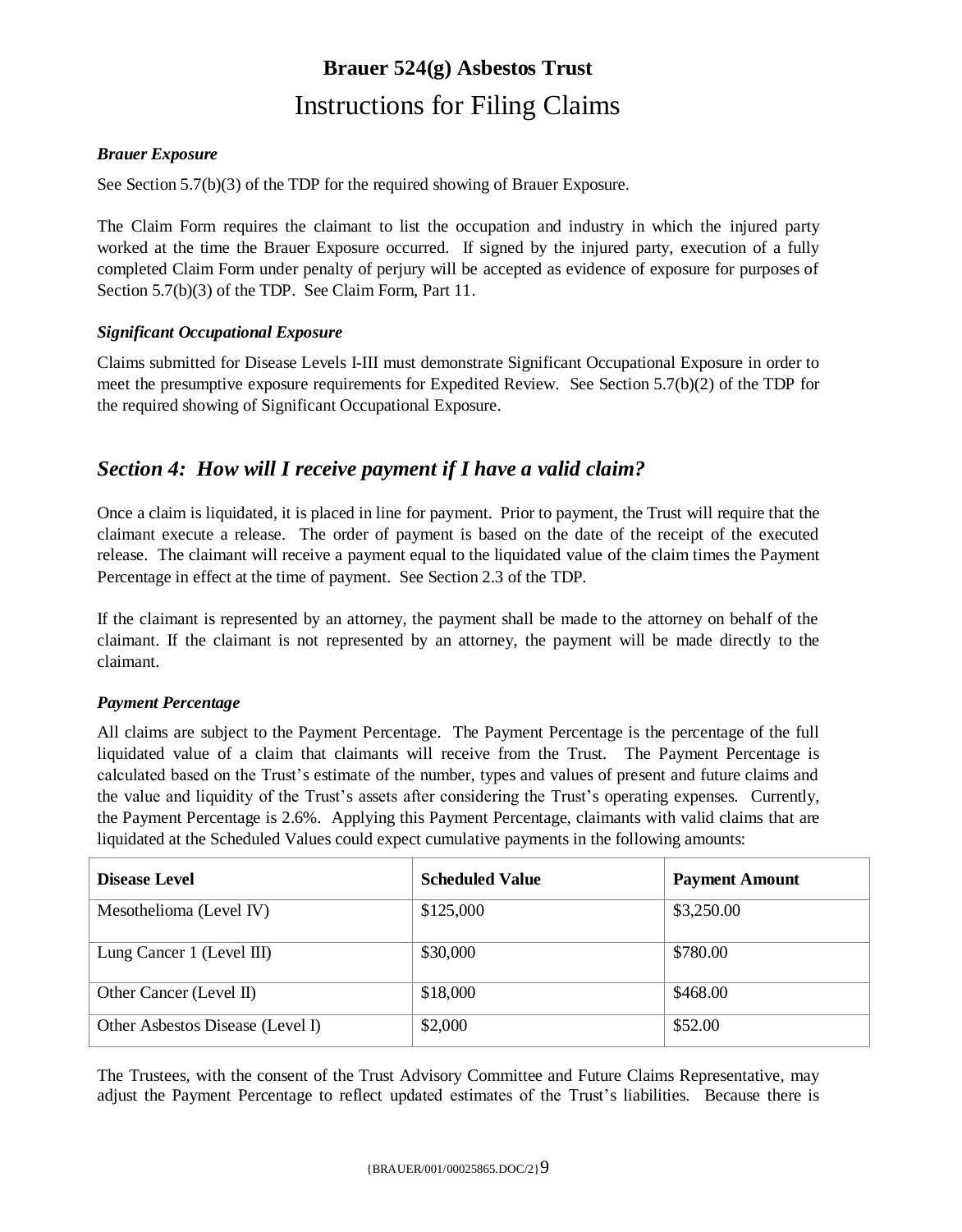# Brauer 524(g) Asbestos Trust

## Instructions for Filing Claims

***Brauer Exposure***

See Section 5.7(b)(3) of the TDP for the required showing of Brauer Exposure.

The Claim Form requires the claimant to list the occupation and industry in which the injured party worked at the time the Brauer Exposure occurred. If signed by the injured party, execution of a fully completed Claim Form under penalty of perjury will be accepted as evidence of exposure for purposes of Section 5.7(b)(3) of the TDP. See Claim Form, Part 11.

***Significant Occupational Exposure***

Claims submitted for Disease Levels I-III must demonstrate Significant Occupational Exposure in order to meet the presumptive exposure requirements for Expedited Review. See Section 5.7(b)(2) of the TDP for the required showing of Significant Occupational Exposure.

## *Section 4: How will I receive payment if I have a valid claim?*

Once a claim is liquidated, it is placed in line for payment. Prior to payment, the Trust will require that the claimant execute a release. The order of payment is based on the date of the receipt of the executed release. The claimant will receive a payment equal to the liquidated value of the claim times the Payment Percentage in effect at the time of payment. See Section 2.3 of the TDP.

If the claimant is represented by an attorney, the payment shall be made to the attorney on behalf of the claimant. If the claimant is not represented by an attorney, the payment will be made directly to the claimant.

***Payment Percentage***

All claims are subject to the Payment Percentage. The Payment Percentage is the percentage of the full liquidated value of a claim that claimants will receive from the Trust. The Payment Percentage is calculated based on the Trust's estimate of the number, types and values of present and future claims and the value and liquidity of the Trust's assets after considering the Trust's operating expenses. Currently, the Payment Percentage is 2.6%. Applying this Payment Percentage, claimants with valid claims that are liquidated at the Scheduled Values could expect cumulative payments in the following amounts:

| Disease Level | Scheduled Value | Payment Amount |
|---|---|---|
| Mesothelioma (Level IV) | $125,000 | $3,250.00 |
| Lung Cancer 1 (Level III) | $30,000 | $780.00 |
| Other Cancer (Level II) | $18,000 | $468.00 |
| Other Asbestos Disease (Level I) | $2,000 | $52.00 |

The Trustees, with the consent of the Trust Advisory Committee and Future Claims Representative, may adjust the Payment Percentage to reflect updated estimates of the Trust's liabilities. Because there is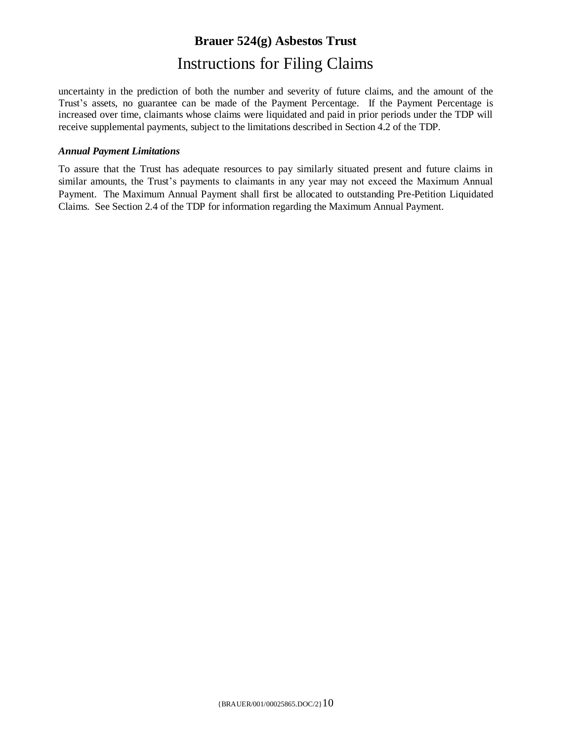uncertainty in the prediction of both the number and severity of future claims, and the amount of the Trust's assets, no guarantee can be made of the Payment Percentage. If the Payment Percentage is increased over time, claimants whose claims were liquidated and paid in prior periods under the TDP will receive supplemental payments, subject to the limitations described in Section 4.2 of the TDP.

***Annual Payment Limitations***

To assure that the Trust has adequate resources to pay similarly situated present and future claims in similar amounts, the Trust's payments to claimants in any year may not exceed the Maximum Annual Payment. The Maximum Annual Payment shall first be allocated to outstanding Pre-Petition Liquidated Claims. See Section 2.4 of the TDP for information regarding the Maximum Annual Payment.